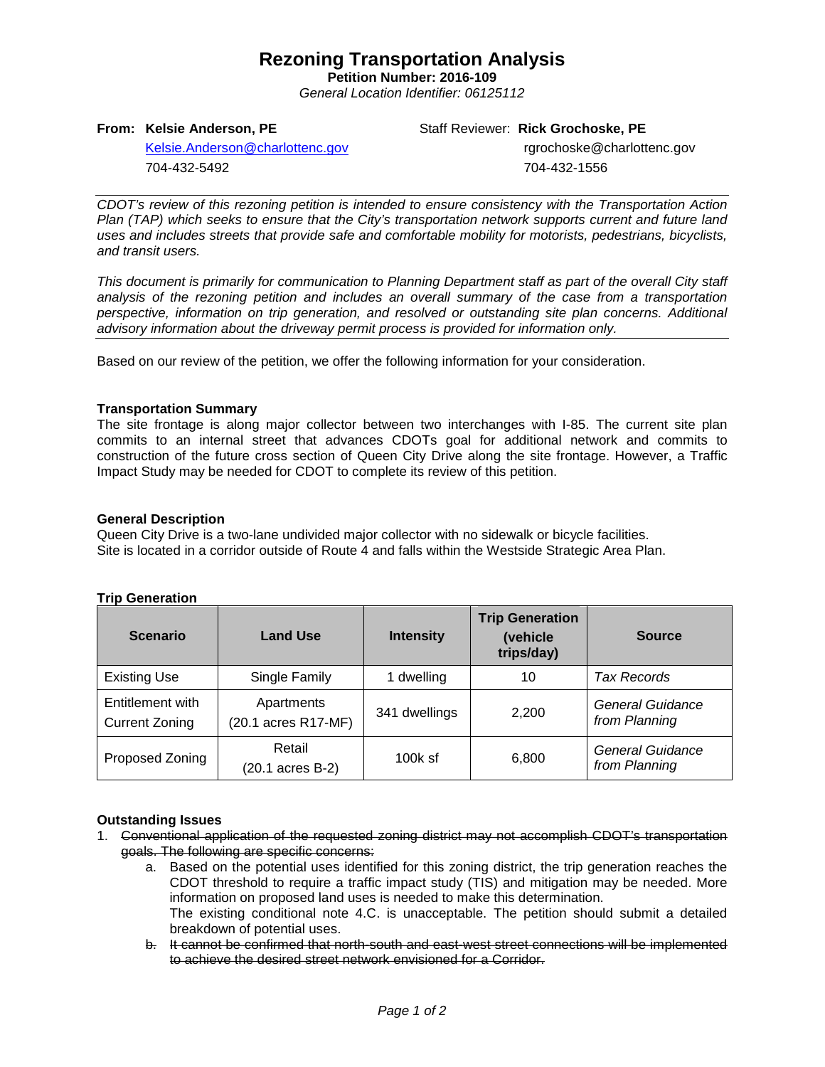# Rezoning Transportation Analysis

**Petition Number: 2016-109**

*General Location Identifier: 06125112*

**From: Kelsie Anderson, PE**
Kelsie.Anderson@charlottenc.gov
704-432-5492

Staff Reviewer: **Rick Grochoske, PE**
rgrochoske@charlottenc.gov
704-432-1556

*CDOT's review of this rezoning petition is intended to ensure consistency with the Transportation Action Plan (TAP) which seeks to ensure that the City's transportation network supports current and future land uses and includes streets that provide safe and comfortable mobility for motorists, pedestrians, bicyclists, and transit users.*

*This document is primarily for communication to Planning Department staff as part of the overall City staff analysis of the rezoning petition and includes an overall summary of the case from a transportation perspective, information on trip generation, and resolved or outstanding site plan concerns. Additional advisory information about the driveway permit process is provided for information only.*

Based on our review of the petition, we offer the following information for your consideration.

**Transportation Summary**

The site frontage is along major collector between two interchanges with I-85. The current site plan commits to an internal street that advances CDOTs goal for additional network and commits to construction of the future cross section of Queen City Drive along the site frontage. However, a Traffic Impact Study may be needed for CDOT to complete its review of this petition.

**General Description**

Queen City Drive is a two-lane undivided major collector with no sidewalk or bicycle facilities.
Site is located in a corridor outside of Route 4 and falls within the Westside Strategic Area Plan.

**Trip Generation**

| Scenario | Land Use | Intensity | Trip Generation (vehicle trips/day) | Source |
|---|---|---|---|---|
| Existing Use | Single Family | 1 dwelling | 10 | *Tax Records* |
| Entitlement with Current Zoning | Apartments (20.1 acres R17-MF) | 341 dwellings | 2,200 | *General Guidance from Planning* |
| Proposed Zoning | Retail (20.1 acres B-2) | 100k sf | 6,800 | *General Guidance from Planning* |

**Outstanding Issues**

1. ~~Conventional application of the requested zoning district may not accomplish CDOT's transportation goals. The following are specific concerns:~~
   a. Based on the potential uses identified for this zoning district, the trip generation reaches the CDOT threshold to require a traffic impact study (TIS) and mitigation may be needed. More information on proposed land uses is needed to make this determination.
   The existing conditional note 4.C. is unacceptable. The petition should submit a detailed breakdown of potential uses.
   b. ~~It cannot be confirmed that north-south and east-west street connections will be implemented to achieve the desired street network envisioned for a Corridor.~~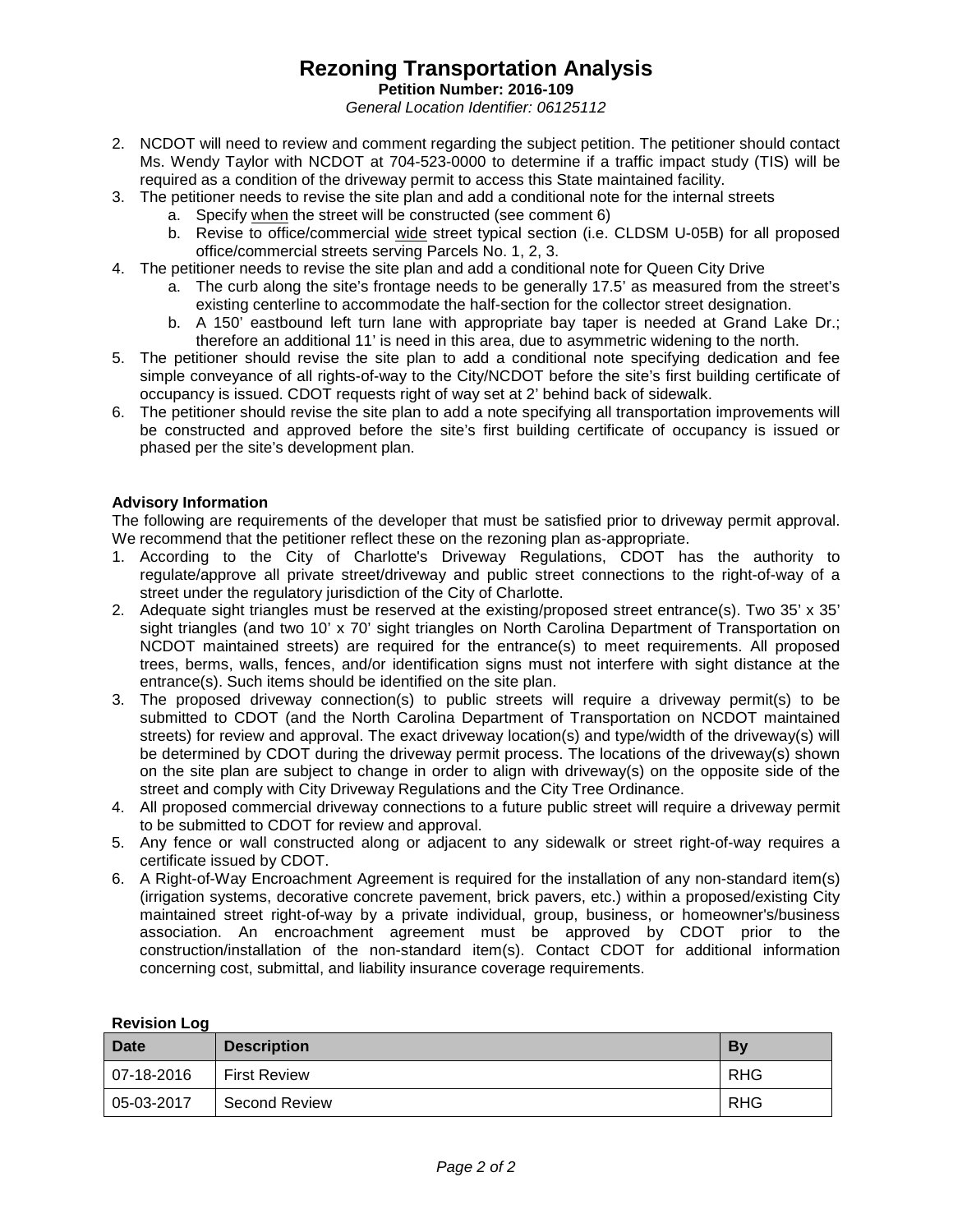# Rezoning Transportation Analysis

**Petition Number: 2016-109**

*General Location Identifier: 06125112*

2. NCDOT will need to review and comment regarding the subject petition. The petitioner should contact Ms. Wendy Taylor with NCDOT at 704-523-0000 to determine if a traffic impact study (TIS) will be required as a condition of the driveway permit to access this State maintained facility.
3. The petitioner needs to revise the site plan and add a conditional note for the internal streets
   a. Specify when the street will be constructed (see comment 6)
   b. Revise to office/commercial wide street typical section (i.e. CLDSM U-05B) for all proposed office/commercial streets serving Parcels No. 1, 2, 3.
4. The petitioner needs to revise the site plan and add a conditional note for Queen City Drive
   a. The curb along the site's frontage needs to be generally 17.5' as measured from the street's existing centerline to accommodate the half-section for the collector street designation.
   b. A 150' eastbound left turn lane with appropriate bay taper is needed at Grand Lake Dr.; therefore an additional 11' is need in this area, due to asymmetric widening to the north.
5. The petitioner should revise the site plan to add a conditional note specifying dedication and fee simple conveyance of all rights-of-way to the City/NCDOT before the site's first building certificate of occupancy is issued. CDOT requests right of way set at 2' behind back of sidewalk.
6. The petitioner should revise the site plan to add a note specifying all transportation improvements will be constructed and approved before the site's first building certificate of occupancy is issued or phased per the site's development plan.

**Advisory Information**

The following are requirements of the developer that must be satisfied prior to driveway permit approval. We recommend that the petitioner reflect these on the rezoning plan as-appropriate.

1. According to the City of Charlotte's Driveway Regulations, CDOT has the authority to regulate/approve all private street/driveway and public street connections to the right-of-way of a street under the regulatory jurisdiction of the City of Charlotte.
2. Adequate sight triangles must be reserved at the existing/proposed street entrance(s). Two 35' x 35' sight triangles (and two 10' x 70' sight triangles on North Carolina Department of Transportation on NCDOT maintained streets) are required for the entrance(s) to meet requirements. All proposed trees, berms, walls, fences, and/or identification signs must not interfere with sight distance at the entrance(s). Such items should be identified on the site plan.
3. The proposed driveway connection(s) to public streets will require a driveway permit(s) to be submitted to CDOT (and the North Carolina Department of Transportation on NCDOT maintained streets) for review and approval. The exact driveway location(s) and type/width of the driveway(s) will be determined by CDOT during the driveway permit process. The locations of the driveway(s) shown on the site plan are subject to change in order to align with driveway(s) on the opposite side of the street and comply with City Driveway Regulations and the City Tree Ordinance.
4. All proposed commercial driveway connections to a future public street will require a driveway permit to be submitted to CDOT for review and approval.
5. Any fence or wall constructed along or adjacent to any sidewalk or street right-of-way requires a certificate issued by CDOT.
6. A Right-of-Way Encroachment Agreement is required for the installation of any non-standard item(s) (irrigation systems, decorative concrete pavement, brick pavers, etc.) within a proposed/existing City maintained street right-of-way by a private individual, group, business, or homeowner's/business association. An encroachment agreement must be approved by CDOT prior to the construction/installation of the non-standard item(s). Contact CDOT for additional information concerning cost, submittal, and liability insurance coverage requirements.

**Revision Log**

| Date | Description | By |
|---|---|---|
| 07-18-2016 | First Review | RHG |
| 05-03-2017 | Second Review | RHG |